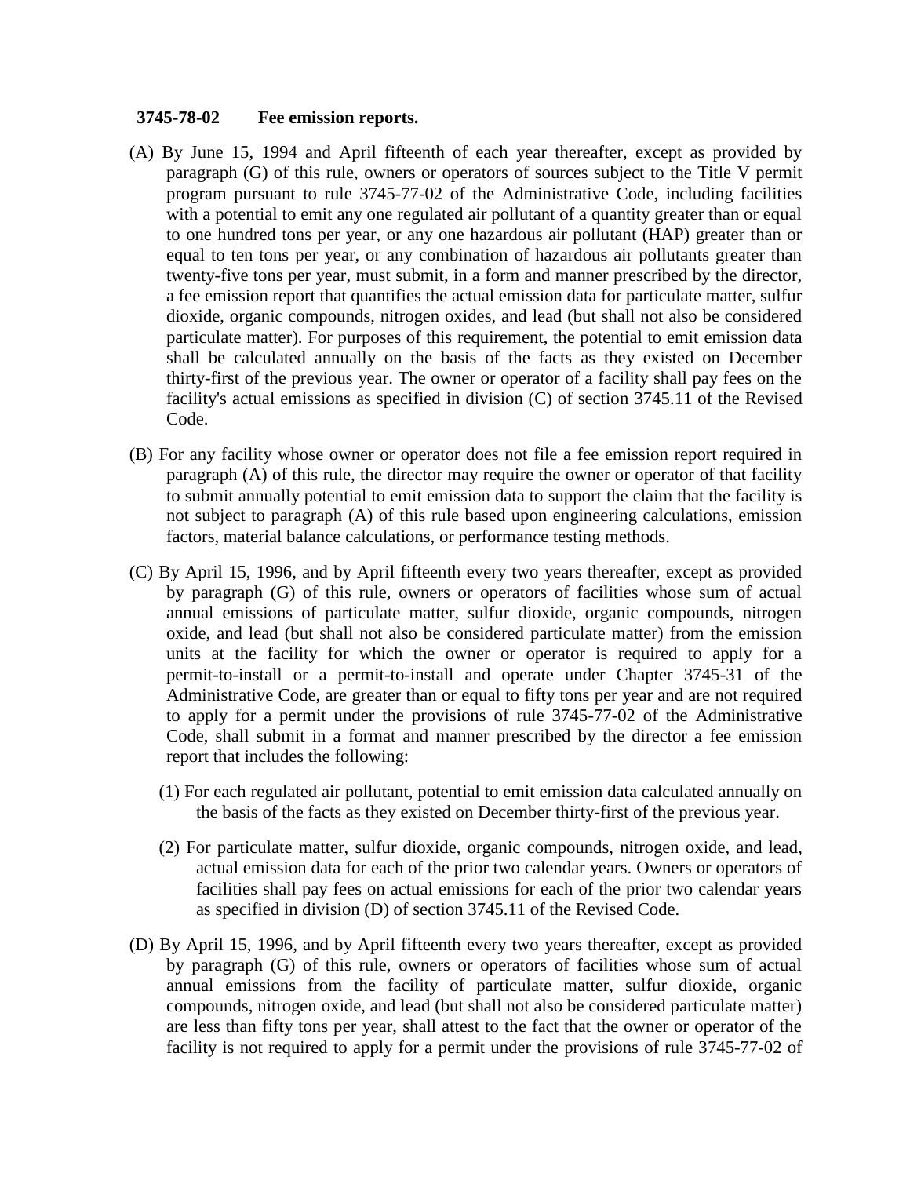**3745-78-02 Fee emission reports.**

(A) By June 15, 1994 and April fifteenth of each year thereafter, except as provided by paragraph (G) of this rule, owners or operators of sources subject to the Title V permit program pursuant to rule 3745-77-02 of the Administrative Code, including facilities with a potential to emit any one regulated air pollutant of a quantity greater than or equal to one hundred tons per year, or any one hazardous air pollutant (HAP) greater than or equal to ten tons per year, or any combination of hazardous air pollutants greater than twenty-five tons per year, must submit, in a form and manner prescribed by the director, a fee emission report that quantifies the actual emission data for particulate matter, sulfur dioxide, organic compounds, nitrogen oxides, and lead (but shall not also be considered particulate matter). For purposes of this requirement, the potential to emit emission data shall be calculated annually on the basis of the facts as they existed on December thirty-first of the previous year. The owner or operator of a facility shall pay fees on the facility's actual emissions as specified in division (C) of section 3745.11 of the Revised Code.

(B) For any facility whose owner or operator does not file a fee emission report required in paragraph (A) of this rule, the director may require the owner or operator of that facility to submit annually potential to emit emission data to support the claim that the facility is not subject to paragraph (A) of this rule based upon engineering calculations, emission factors, material balance calculations, or performance testing methods.

(C) By April 15, 1996, and by April fifteenth every two years thereafter, except as provided by paragraph (G) of this rule, owners or operators of facilities whose sum of actual annual emissions of particulate matter, sulfur dioxide, organic compounds, nitrogen oxide, and lead (but shall not also be considered particulate matter) from the emission units at the facility for which the owner or operator is required to apply for a permit-to-install or a permit-to-install and operate under Chapter 3745-31 of the Administrative Code, are greater than or equal to fifty tons per year and are not required to apply for a permit under the provisions of rule 3745-77-02 of the Administrative Code, shall submit in a format and manner prescribed by the director a fee emission report that includes the following:

(1) For each regulated air pollutant, potential to emit emission data calculated annually on the basis of the facts as they existed on December thirty-first of the previous year.

(2) For particulate matter, sulfur dioxide, organic compounds, nitrogen oxide, and lead, actual emission data for each of the prior two calendar years. Owners or operators of facilities shall pay fees on actual emissions for each of the prior two calendar years as specified in division (D) of section 3745.11 of the Revised Code.

(D) By April 15, 1996, and by April fifteenth every two years thereafter, except as provided by paragraph (G) of this rule, owners or operators of facilities whose sum of actual annual emissions from the facility of particulate matter, sulfur dioxide, organic compounds, nitrogen oxide, and lead (but shall not also be considered particulate matter) are less than fifty tons per year, shall attest to the fact that the owner or operator of the facility is not required to apply for a permit under the provisions of rule 3745-77-02 of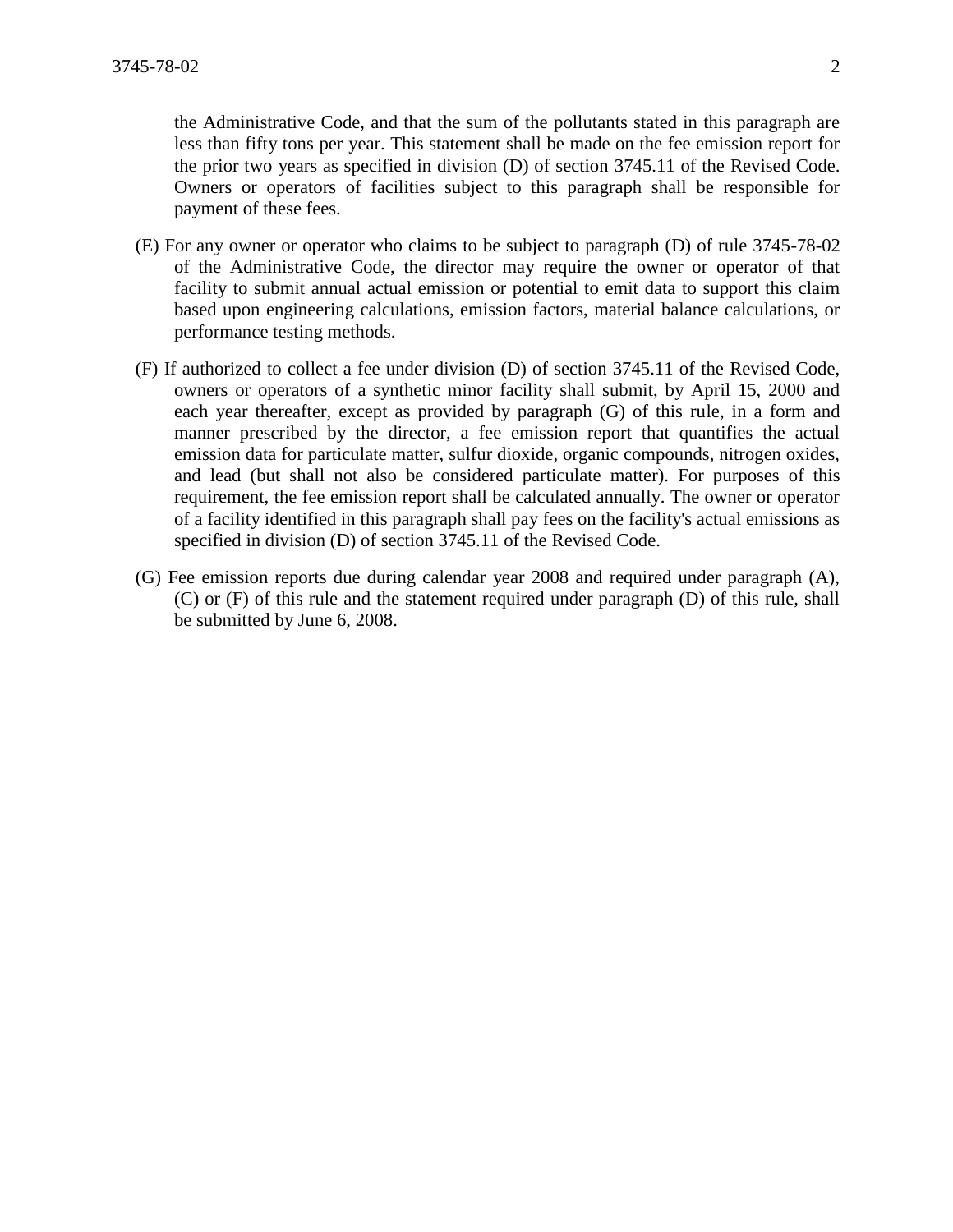the Administrative Code, and that the sum of the pollutants stated in this paragraph are less than fifty tons per year. This statement shall be made on the fee emission report for the prior two years as specified in division (D) of section 3745.11 of the Revised Code. Owners or operators of facilities subject to this paragraph shall be responsible for payment of these fees.

(E) For any owner or operator who claims to be subject to paragraph (D) of rule 3745-78-02 of the Administrative Code, the director may require the owner or operator of that facility to submit annual actual emission or potential to emit data to support this claim based upon engineering calculations, emission factors, material balance calculations, or performance testing methods.

(F) If authorized to collect a fee under division (D) of section 3745.11 of the Revised Code, owners or operators of a synthetic minor facility shall submit, by April 15, 2000 and each year thereafter, except as provided by paragraph (G) of this rule, in a form and manner prescribed by the director, a fee emission report that quantifies the actual emission data for particulate matter, sulfur dioxide, organic compounds, nitrogen oxides, and lead (but shall not also be considered particulate matter). For purposes of this requirement, the fee emission report shall be calculated annually. The owner or operator of a facility identified in this paragraph shall pay fees on the facility's actual emissions as specified in division (D) of section 3745.11 of the Revised Code.

(G) Fee emission reports due during calendar year 2008 and required under paragraph (A), (C) or (F) of this rule and the statement required under paragraph (D) of this rule, shall be submitted by June 6, 2008.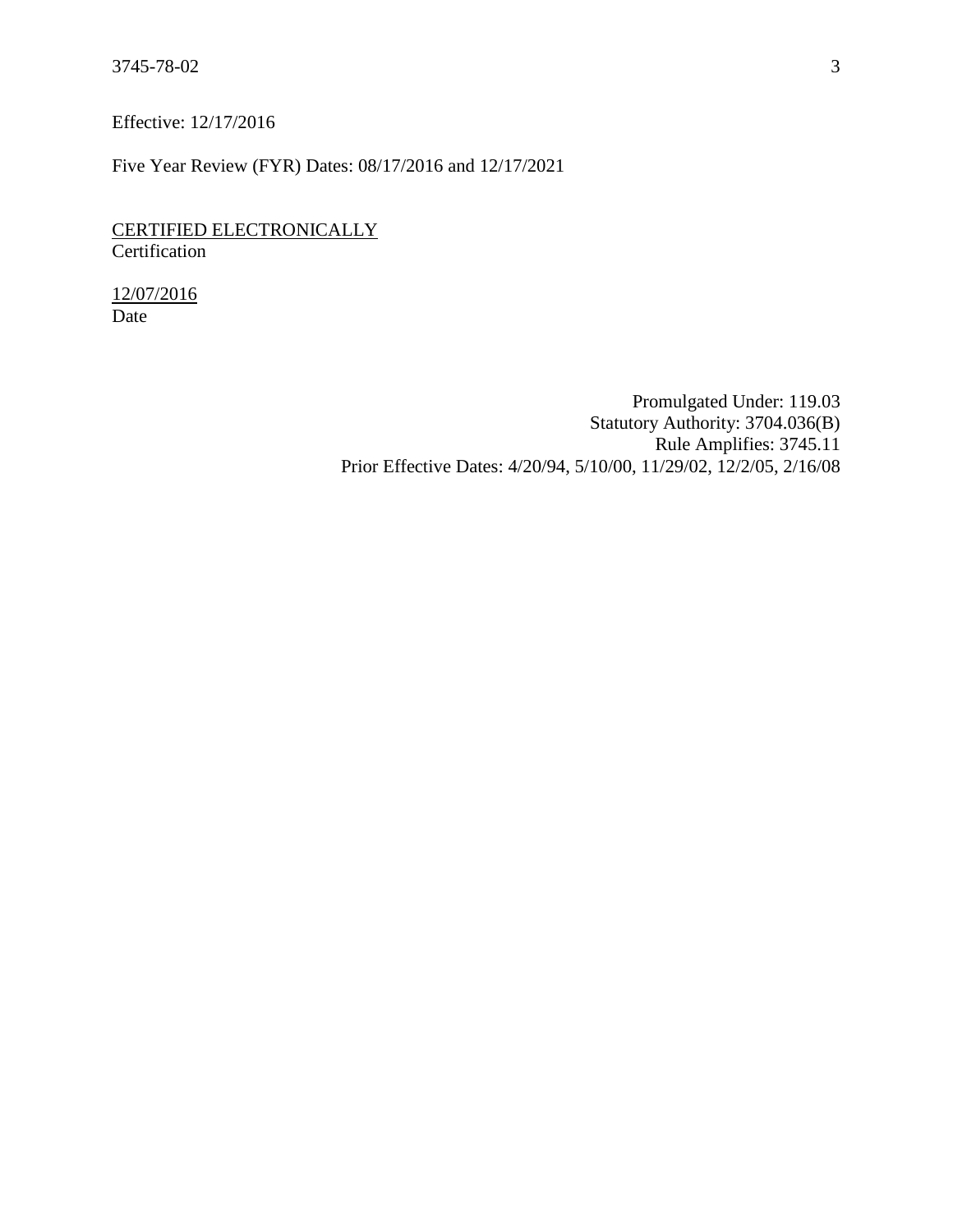Effective: 12/17/2016

Five Year Review (FYR) Dates: 08/17/2016 and 12/17/2021

CERTIFIED ELECTRONICALLY
Certification

12/07/2016
Date

Promulgated Under: 119.03
Statutory Authority: 3704.036(B)
Rule Amplifies: 3745.11
Prior Effective Dates: 4/20/94, 5/10/00, 11/29/02, 12/2/05, 2/16/08